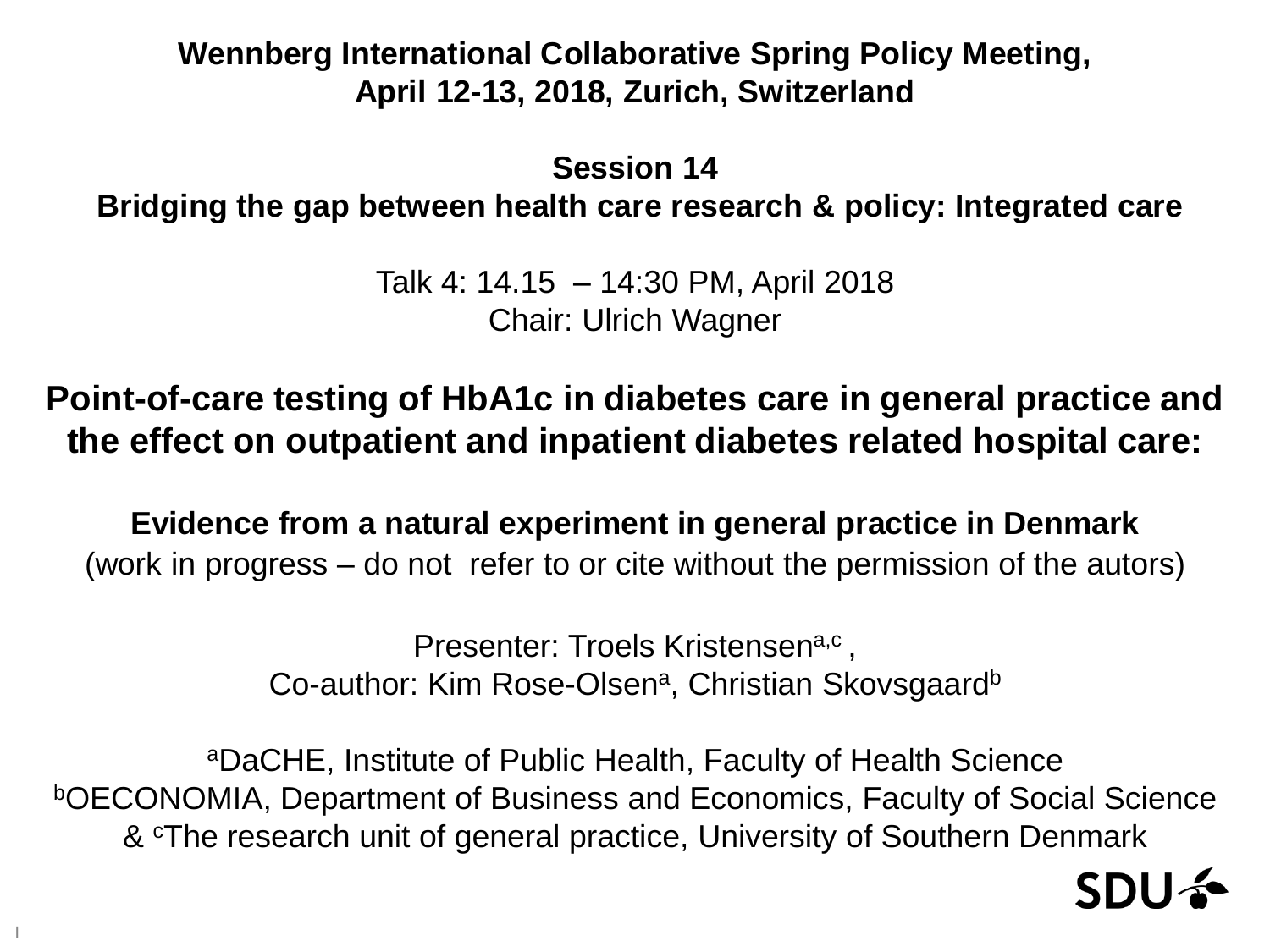**Wennberg International Collaborative Spring Policy Meeting,**
**April 12-13, 2018, Zurich, Switzerland**

**Session 14**
**Bridging the gap between health care research & policy: Integrated care**

Talk 4: 14.15 – 14:30 PM, April 2018
Chair: Ulrich Wagner

# Point-of-care testing of HbA1c in diabetes care in general practice and the effect on outpatient and inpatient diabetes related hospital care:

**Evidence from a natural experiment in general practice in Denmark**
(work in progress – do not refer to or cite without the permission of the autors)

Presenter: Troels Kristensen[a,c] ,
Co-author: Kim Rose-Olsen[a], Christian Skovsgaard[b]

[a]DaCHE, Institute of Public Health, Faculty of Health Science
[b]OECONOMIA, Department of Business and Economics, Faculty of Social Science
& [c]The research unit of general practice, University of Southern Denmark

SDU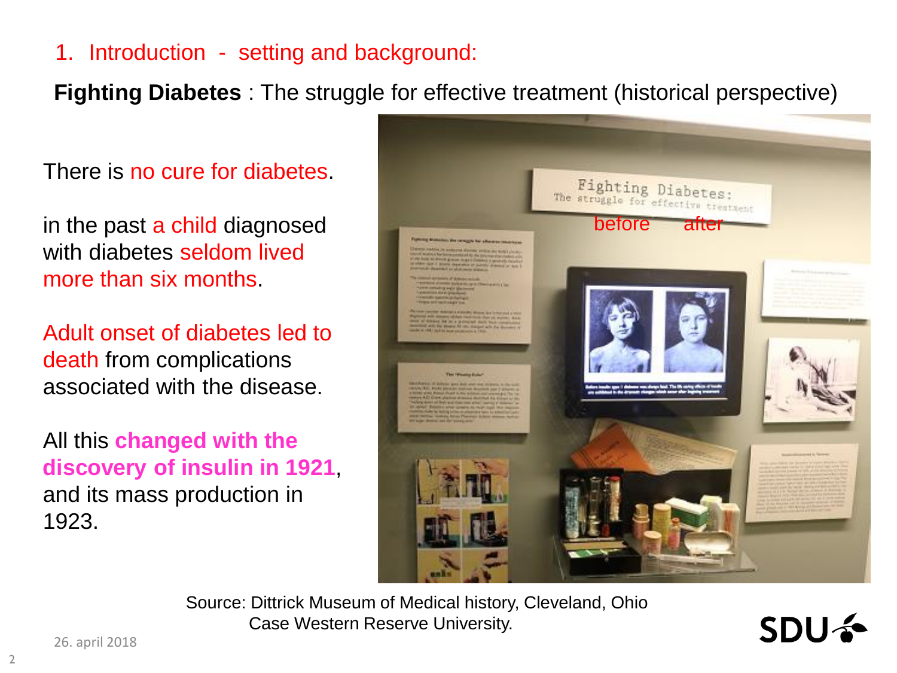## 1. Introduction - setting and background:

**Fighting Diabetes** : The struggle for effective treatment (historical perspective)

There is no cure for diabetes.

in the past a child diagnosed with diabetes seldom lived more than six months.

Adult onset of diabetes led to death from complications associated with the disease.

All this **changed with the discovery of insulin in 1921**, and its mass production in 1923.

before after

Source: Dittrick Museum of Medical history, Cleveland, Ohio
Case Western Reserve University.

26. april 2018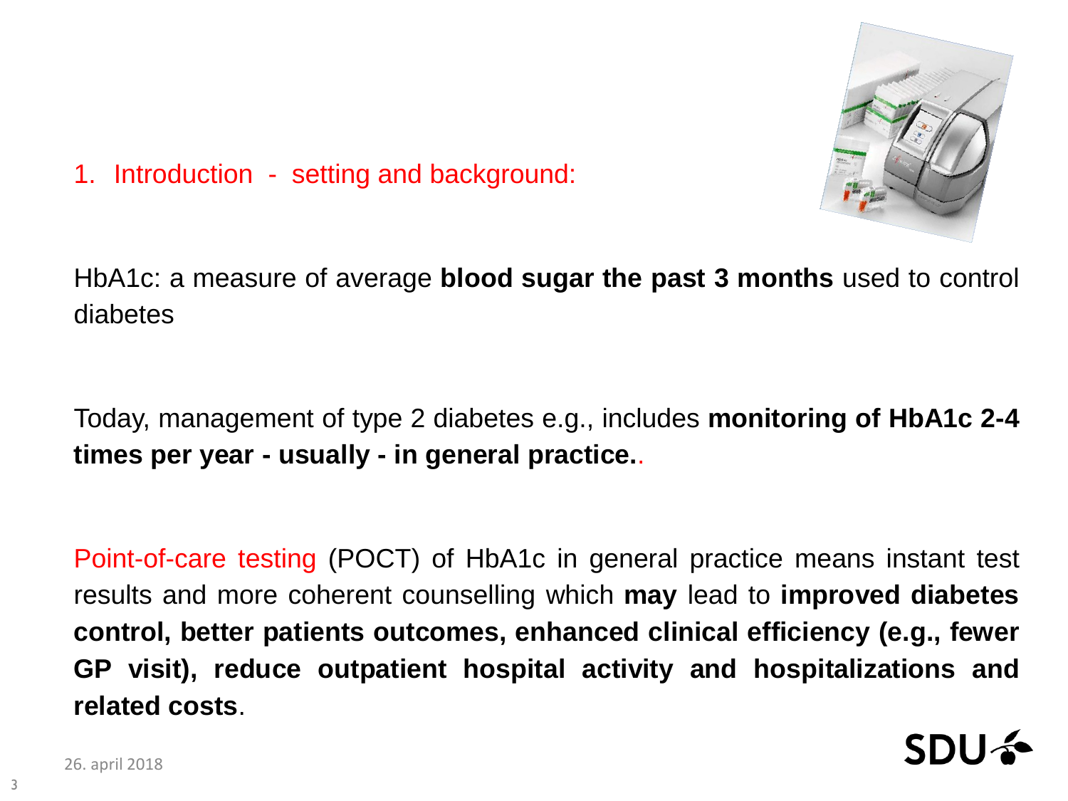## 1. Introduction - setting and background:

HbA1c: a measure of average **blood sugar the past 3 months** used to control diabetes

Today, management of type 2 diabetes e.g., includes **monitoring of HbA1c 2-4 times per year - usually - in general practice.**.

Point-of-care testing (POCT) of HbA1c in general practice means instant test results and more coherent counselling which **may** lead to **improved diabetes control, better patients outcomes, enhanced clinical efficiency (e.g., fewer GP visit), reduce outpatient hospital activity and hospitalizations and related costs**.

26. april 2018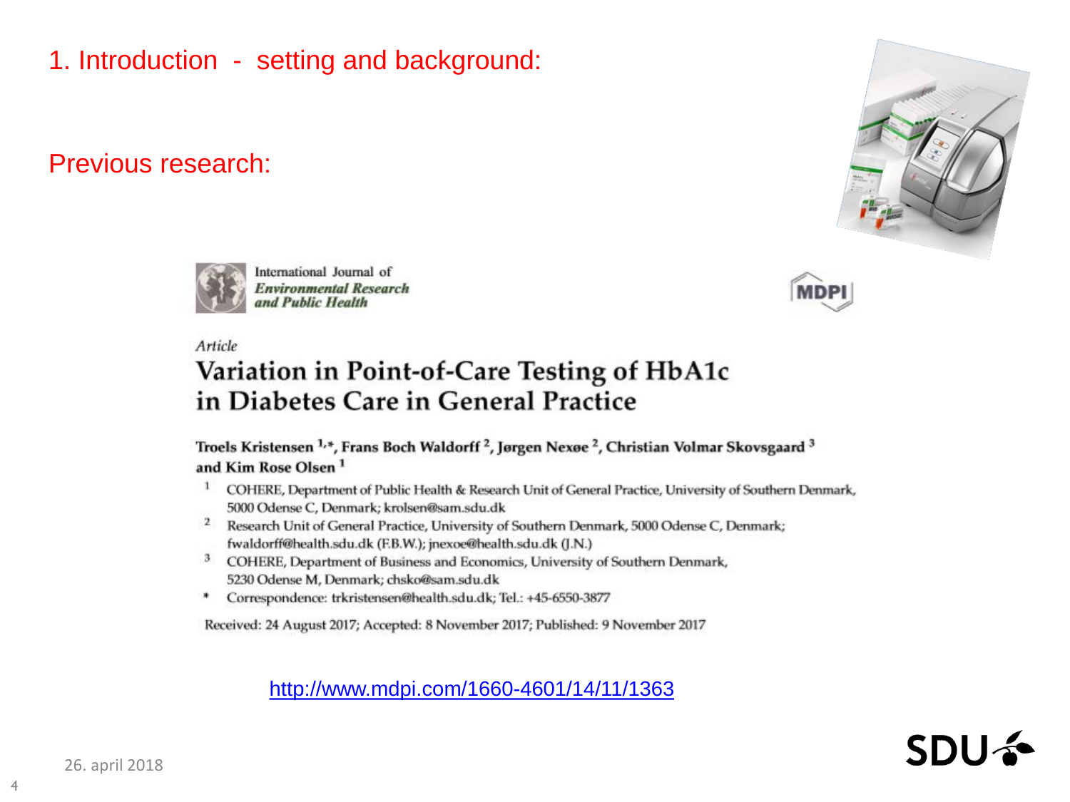# 1. Introduction - setting and background:

## Previous research:

International Journal of *Environmental Research and Public Health*

MDPI

*Article*

**Variation in Point-of-Care Testing of HbA1c in Diabetes Care in General Practice**

**Troels Kristensen [1,*], Frans Boch Waldorff [2], Jørgen Nexøe [2], Christian Volmar Skovsgaard [3] and Kim Rose Olsen [1]**

1. COHERE, Department of Public Health & Research Unit of General Practice, University of Southern Denmark, 5000 Odense C, Denmark; krolsen@sam.sdu.dk
2. Research Unit of General Practice, University of Southern Denmark, 5000 Odense C, Denmark; fwaldorff@health.sdu.dk (F.B.W.); jnexoe@health.sdu.dk (J.N.)
3. COHERE, Department of Business and Economics, University of Southern Denmark, 5230 Odense M, Denmark; chsko@sam.sdu.dk

\* Correspondence: trkristensen@health.sdu.dk; Tel.: +45-6550-3877

Received: 24 August 2017; Accepted: 8 November 2017; Published: 9 November 2017

http://www.mdpi.com/1660-4601/14/11/1363

26. april 2018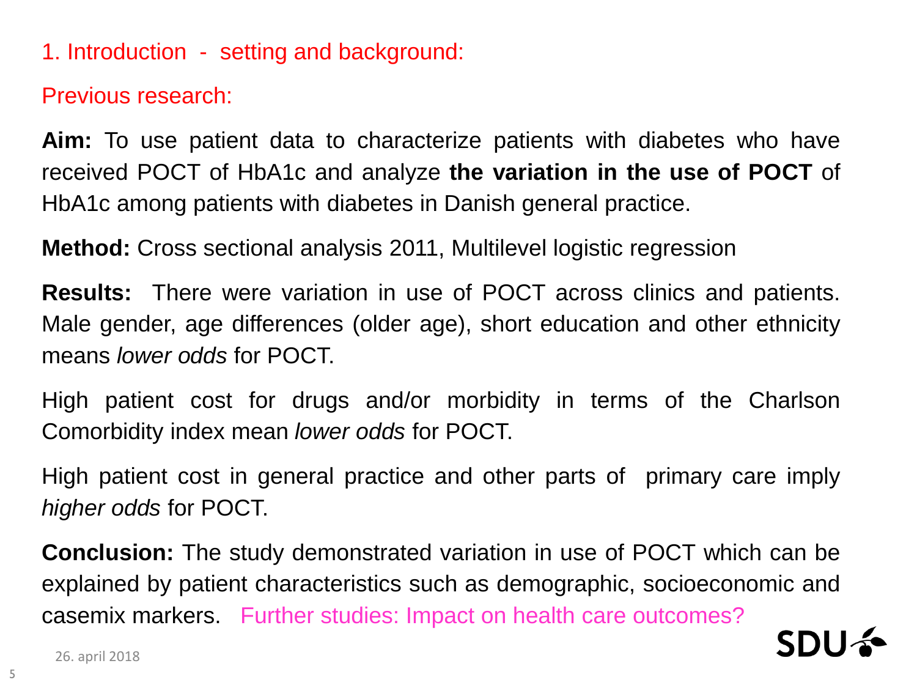## 1. Introduction - setting and background:

### Previous research:

**Aim:** To use patient data to characterize patients with diabetes who have received POCT of HbA1c and analyze **the variation in the use of POCT** of HbA1c among patients with diabetes in Danish general practice.

**Method:** Cross sectional analysis 2011, Multilevel logistic regression

**Results:** There were variation in use of POCT across clinics and patients. Male gender, age differences (older age), short education and other ethnicity means *lower odds* for POCT.

High patient cost for drugs and/or morbidity in terms of the Charlson Comorbidity index mean *lower odds* for POCT.

High patient cost in general practice and other parts of primary care imply *higher odds* for POCT.

**Conclusion:** The study demonstrated variation in use of POCT which can be explained by patient characteristics such as demographic, socioeconomic and casemix markers. Further studies: Impact on health care outcomes?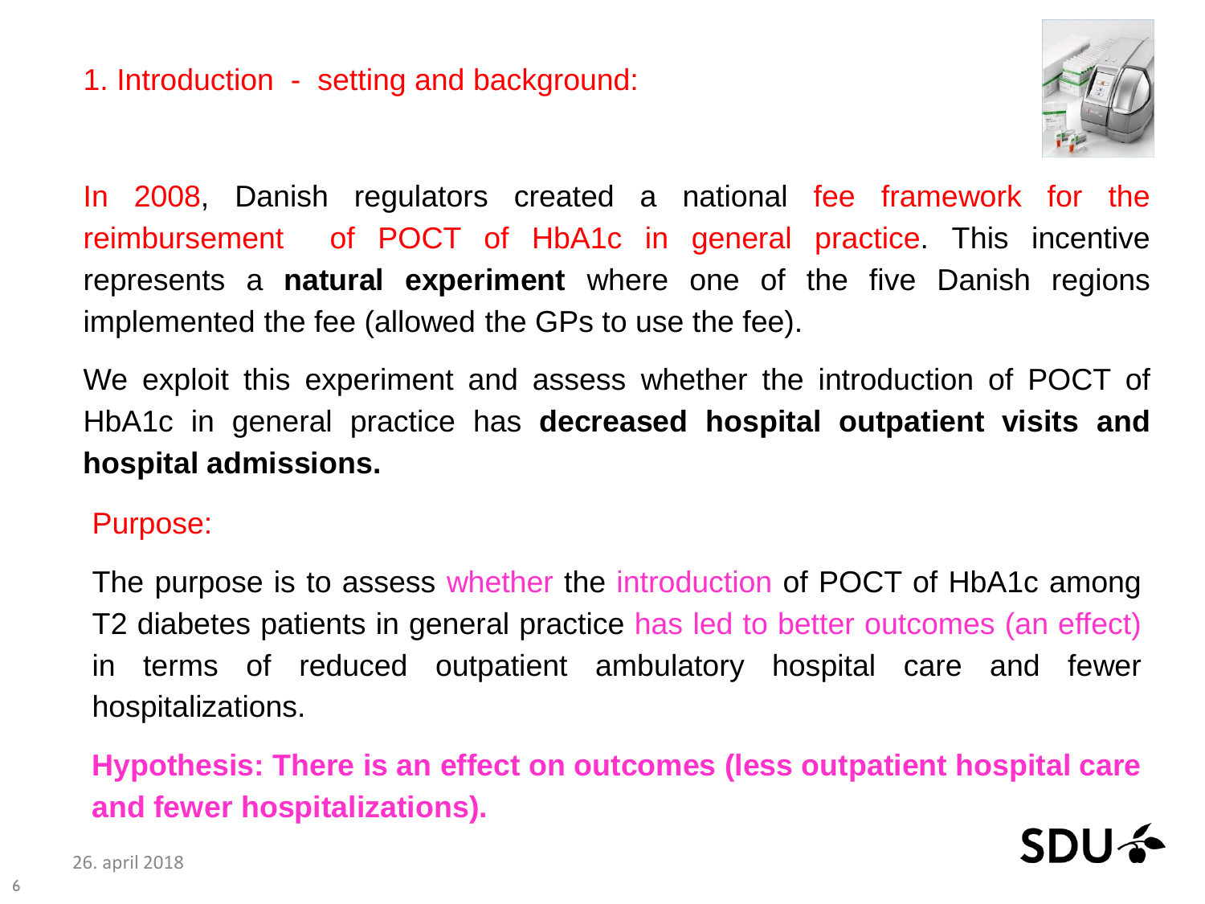# 1. Introduction - setting and background:

In 2008, Danish regulators created a national fee framework for the reimbursement of POCT of HbA1c in general practice. This incentive represents a **natural experiment** where one of the five Danish regions implemented the fee (allowed the GPs to use the fee).

We exploit this experiment and assess whether the introduction of POCT of HbA1c in general practice has **decreased hospital outpatient visits and hospital admissions.**

## Purpose:

The purpose is to assess whether the introduction of POCT of HbA1c among T2 diabetes patients in general practice has led to better outcomes (an effect) in terms of reduced outpatient ambulatory hospital care and fewer hospitalizations.

**Hypothesis: There is an effect on outcomes (less outpatient hospital care and fewer hospitalizations).**

26. april 2018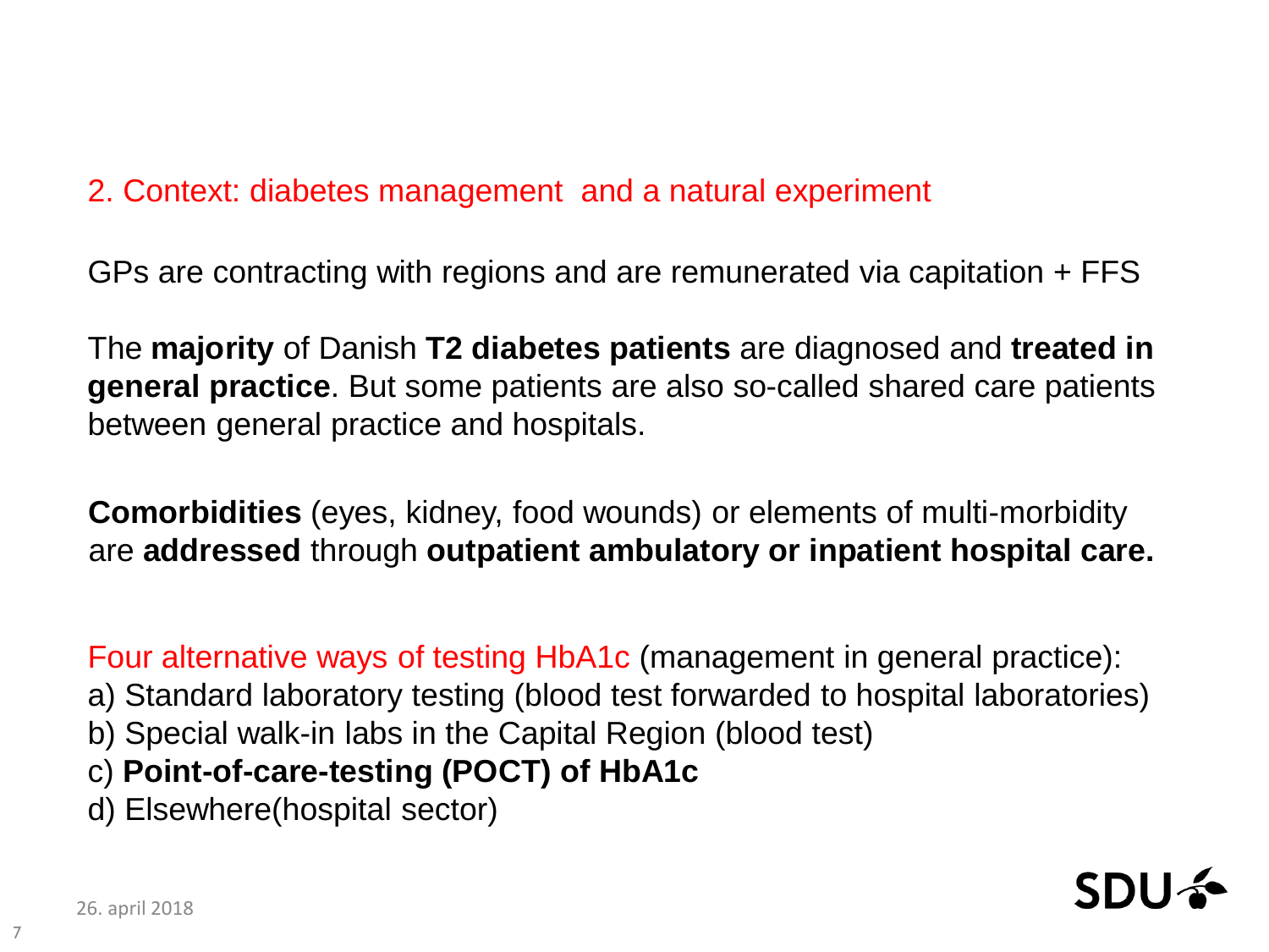## 2. Context: diabetes management and a natural experiment

GPs are contracting with regions and are remunerated via capitation + FFS

The **majority** of Danish **T2 diabetes patients** are diagnosed and **treated in general practice**. But some patients are also so-called shared care patients between general practice and hospitals.

**Comorbidities** (eyes, kidney, food wounds) or elements of multi-morbidity are **addressed** through **outpatient ambulatory or inpatient hospital care.**

Four alternative ways of testing HbA1c (management in general practice):

a) Standard laboratory testing (blood test forwarded to hospital laboratories)
b) Special walk-in labs in the Capital Region (blood test)
c) **Point-of-care-testing (POCT) of HbA1c**
d) Elsewhere(hospital sector)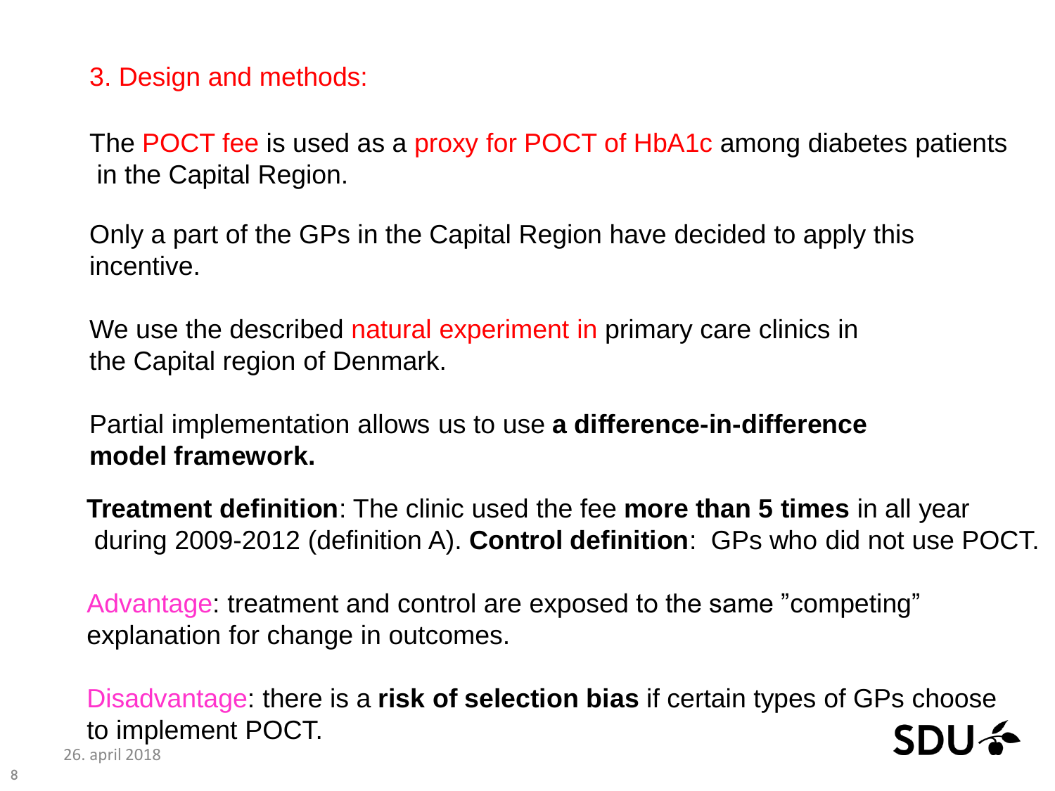## 3. Design and methods:

The POCT fee is used as a proxy for POCT of HbA1c among diabetes patients in the Capital Region.

Only a part of the GPs in the Capital Region have decided to apply this incentive.

We use the described natural experiment in primary care clinics in the Capital region of Denmark.

Partial implementation allows us to use **a difference-in-difference model framework.**

**Treatment definition**: The clinic used the fee **more than 5 times** in all year during 2009-2012 (definition A). **Control definition**: GPs who did not use POCT.

Advantage: treatment and control are exposed to the same ”competing” explanation for change in outcomes.

Disadvantage: there is a **risk of selection bias** if certain types of GPs choose to implement POCT.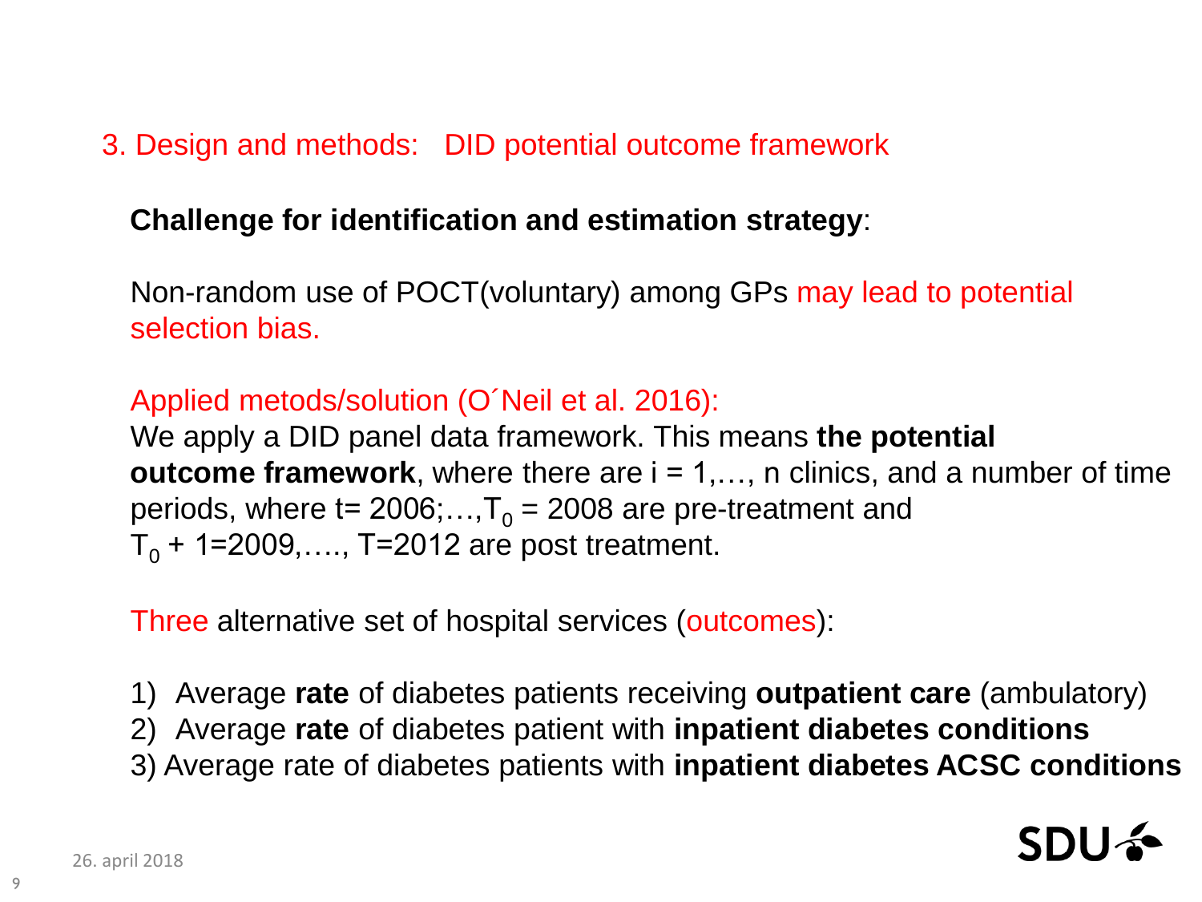## 3. Design and methods: DID potential outcome framework

**Challenge for identification and estimation strategy**:

Non-random use of POCT(voluntary) among GPs may lead to potential selection bias.

Applied metods/solution (O´Neil et al. 2016):
We apply a DID panel data framework. This means **the potential outcome framework**, where there are i = 1,…, n clinics, and a number of time periods, where t= 2006;…,$T_0$ = 2008 are pre-treatment and $T_0$ + 1=2009,…., T=2012 are post treatment.

Three alternative set of hospital services (outcomes):

1) Average **rate** of diabetes patients receiving **outpatient care** (ambulatory)
2) Average **rate** of diabetes patient with **inpatient diabetes conditions**
3) Average rate of diabetes patients with **inpatient diabetes ACSC conditions**

26. april 2018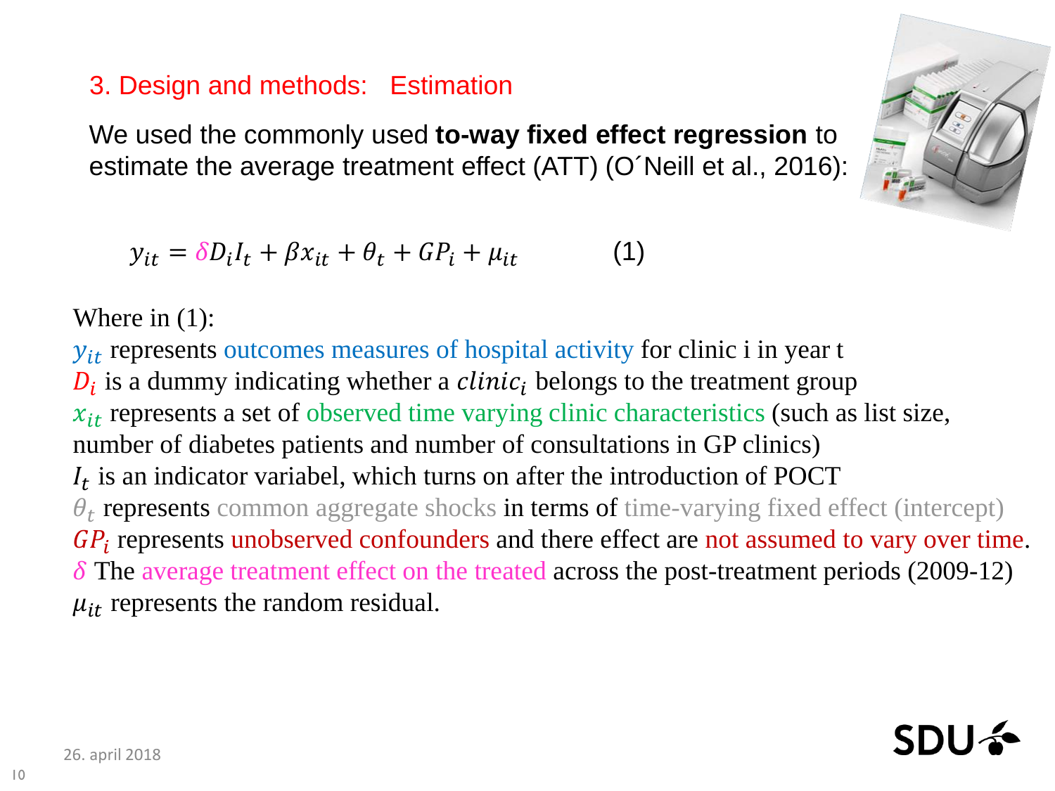## 3. Design and methods: Estimation

We used the commonly used **to-way fixed effect regression** to estimate the average treatment effect (ATT) (O´Neill et al., 2016):

$$y_{it} = \delta D_i I_t + \beta x_{it} + \theta_t + GP_i + \mu_{it} \qquad (1)$$

Where in (1):

$y_{it}$ represents outcomes measures of hospital activity for clinic i in year t
$D_i$ is a dummy indicating whether a $clinic_i$ belongs to the treatment group
$x_{it}$ represents a set of observed time varying clinic characteristics (such as list size, number of diabetes patients and number of consultations in GP clinics)
$I_t$ is an indicator variabel, which turns on after the introduction of POCT
$\theta_t$ represents common aggregate shocks in terms of time-varying fixed effect (intercept)
$GP_i$ represents unobserved confounders and there effect are not assumed to vary over time.
$\delta$ The average treatment effect on the treated across the post-treatment periods (2009-12)
$\mu_{it}$ represents the random residual.

26. april 2018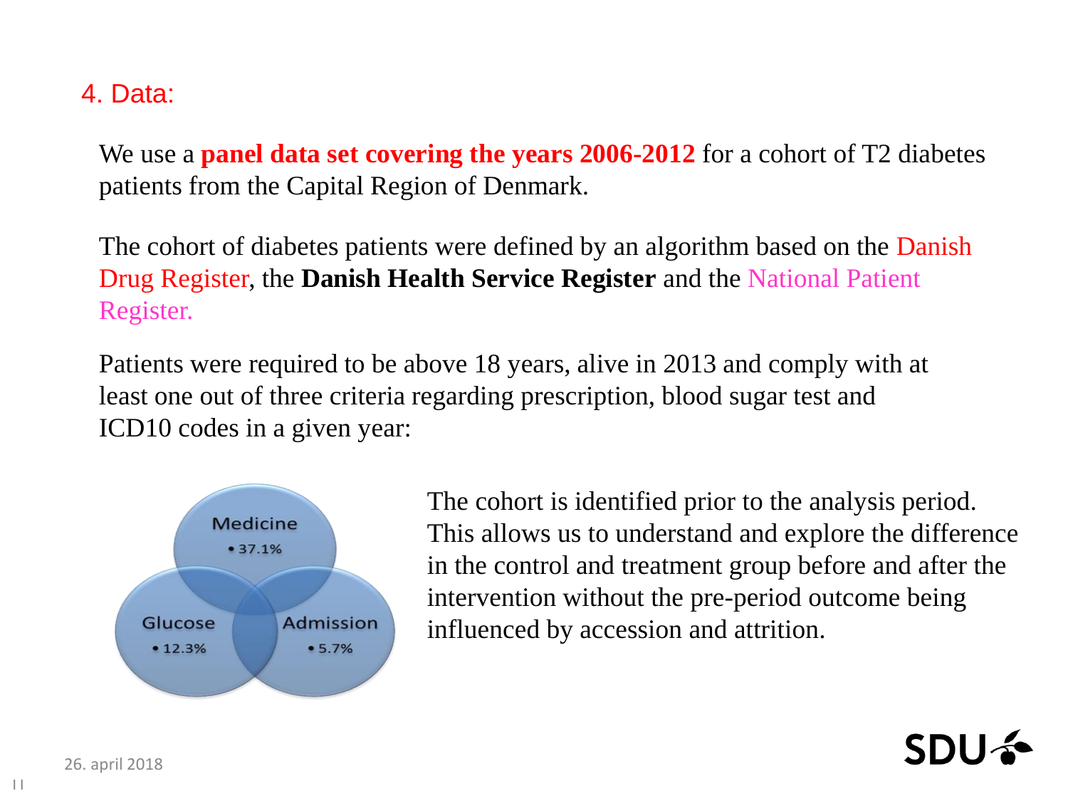## 4. Data:

We use a **panel data set covering the years 2006-2012** for a cohort of T2 diabetes patients from the Capital Region of Denmark.

The cohort of diabetes patients were defined by an algorithm based on the Danish Drug Register, the **Danish Health Service Register** and the National Patient Register.

Patients were required to be above 18 years, alive in 2013 and comply with at least one out of three criteria regarding prescription, blood sugar test and ICD10 codes in a given year:

- Medicine
  - 37.1%
- Glucose
  - 12.3%
- Admission
  - 5.7%

The cohort is identified prior to the analysis period. This allows us to understand and explore the difference in the control and treatment group before and after the intervention without the pre-period outcome being influenced by accession and attrition.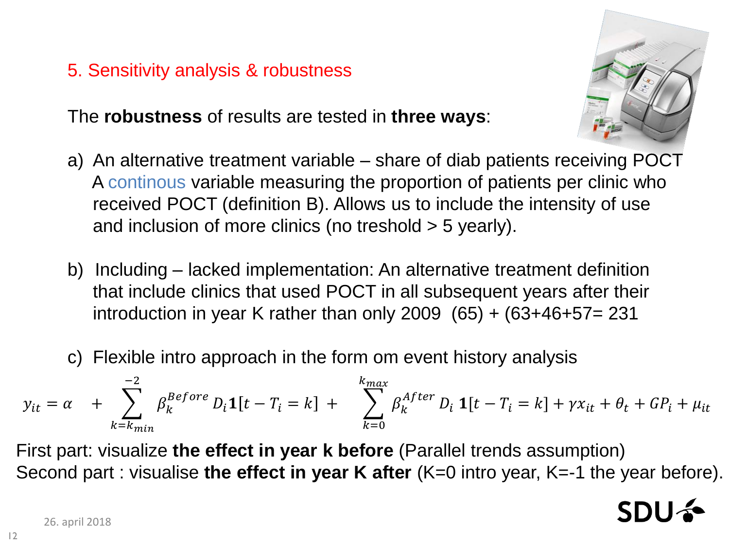## 5. Sensitivity analysis & robustness

The **robustness** of results are tested in **three ways**:

a) An alternative treatment variable – share of diab patients receiving POCT
   A continous variable measuring the proportion of patients per clinic who received POCT (definition B). Allows us to include the intensity of use and inclusion of more clinics (no treshold > 5 yearly).

b) Including – lacked implementation: An alternative treatment definition that include clinics that used POCT in all subsequent years after their introduction in year K rather than only 2009 (65) + (63+46+57= 231

c) Flexible intro approach in the form om event history analysis

$$y_{it} = \alpha + \sum_{k=k_{min}}^{-2} \beta_k^{Before} D_i \mathbf{1}[t - T_i = k] + \sum_{k=0}^{k_{max}} \beta_k^{After} D_i \mathbf{1}[t - T_i = k] + \gamma x_{it} + \theta_t + GP_i + \mu_{it}$$

First part: visualize **the effect in year k before** (Parallel trends assumption)
Second part : visualise **the effect in year K after** (K=0 intro year, K=-1 the year before).

26. april 2018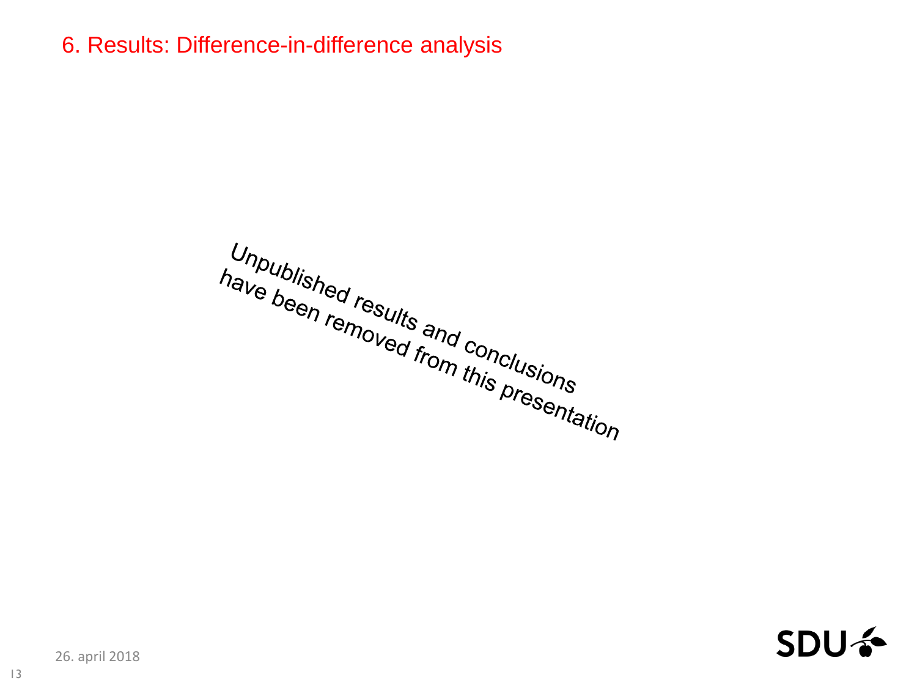# 6. Results: Difference-in-difference analysis

Unpublished results and conclusions have been removed from this presentation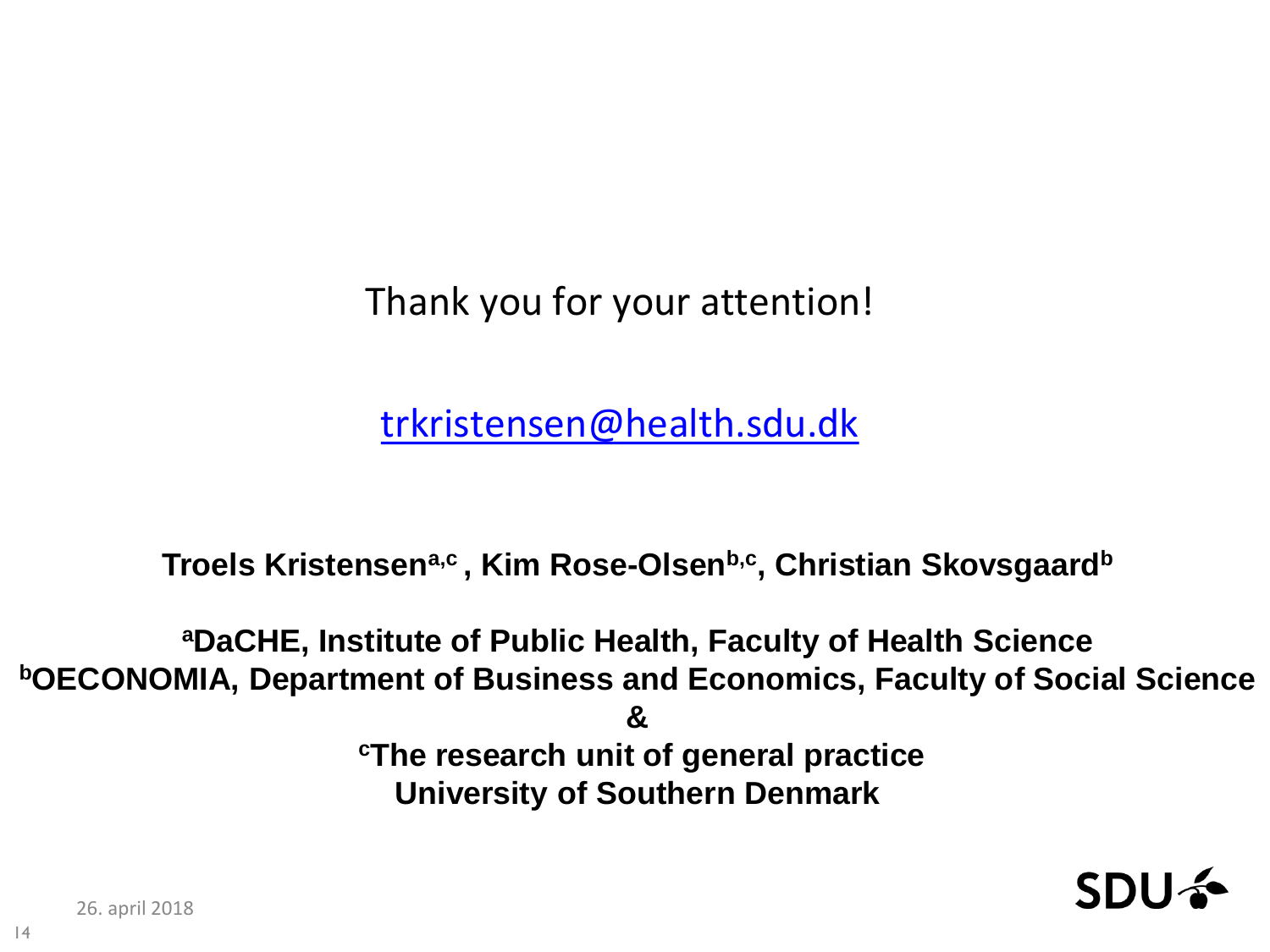Thank you for your attention!

trkristensen@health.sdu.dk

**Troels Kristensen[a,c] , Kim Rose-Olsen[b,c], Christian Skovsgaard[b]**

**[a]DaCHE, Institute of Public Health, Faculty of Health Science**
**[b]OECONOMIA, Department of Business and Economics, Faculty of Social Science**
**&**
**[c]The research unit of general practice**
**University of Southern Denmark**

26. april 2018